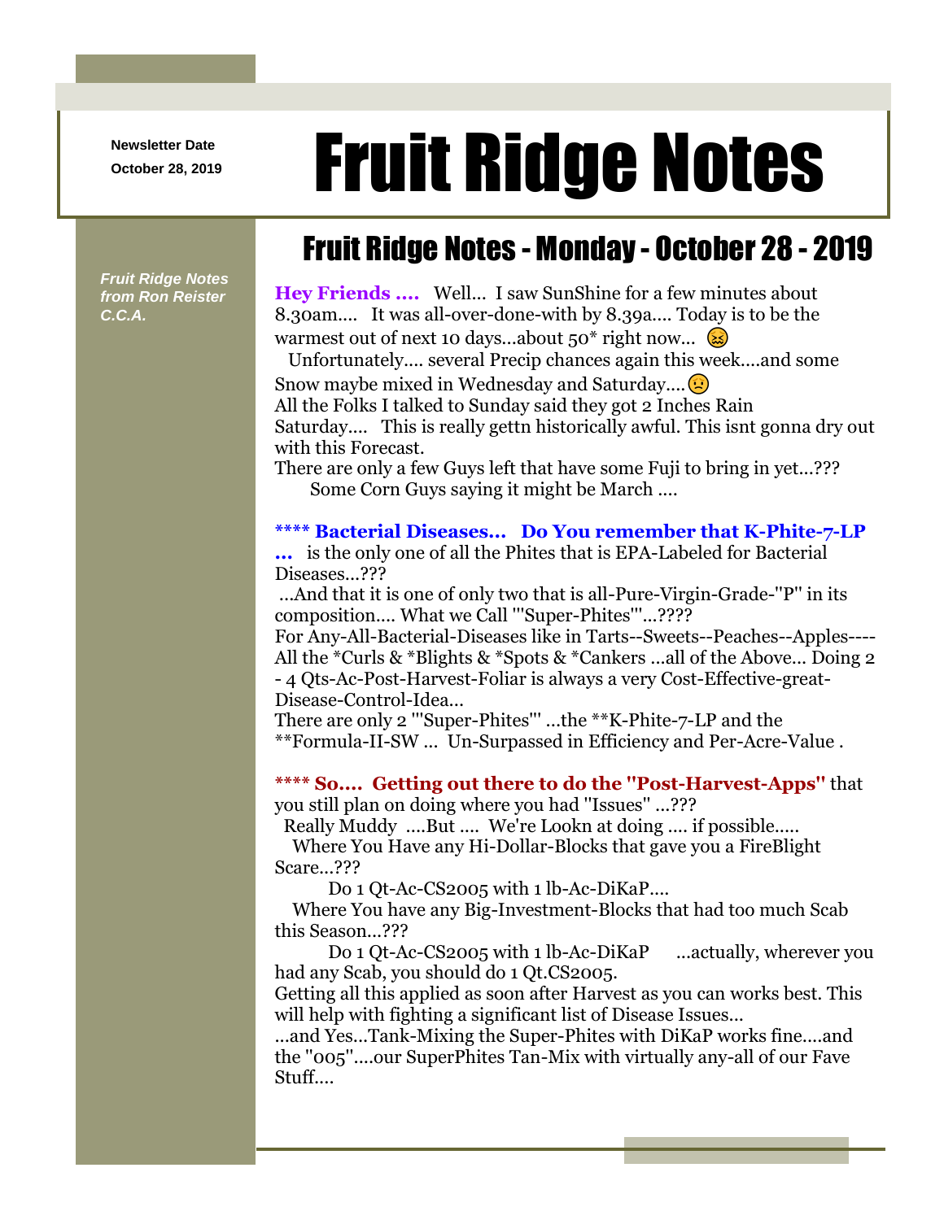Newsletter Date
October 28, 2019

# Fruit Ridge Notes

*Fruit Ridge Notes from Ron Reister C.C.A.*

## Fruit Ridge Notes - Monday - October 28 - 2019

**Hey Friends ....** Well... I saw SunShine for a few minutes about 8.30am.... It was all-over-done-with by 8.39a.... Today is to be the warmest out of next 10 days...about 50* right now... 😖
Unfortunately.... several Precip chances again this week....and some Snow maybe mixed in Wednesday and Saturday....😟
All the Folks I talked to Sunday said they got 2 Inches Rain Saturday.... This is really gettn historically awful. This isnt gonna dry out with this Forecast.
There are only a few Guys left that have some Fuji to bring in yet...???
Some Corn Guys saying it might be March ....

**\*\*\*\* Bacterial Diseases... Do You remember that K-Phite-7-LP ...** is the only one of all the Phites that is EPA-Labeled for Bacterial Diseases...???
...And that it is one of only two that is all-Pure-Virgin-Grade-"P" in its composition.... What we Call '"Super-Phites"'...????
For Any-All-Bacterial-Diseases like in Tarts--Sweets--Peaches--Apples----All the *Curls & *Blights & *Spots & *Cankers ...all of the Above... Doing 2 - 4 Qts-Ac-Post-Harvest-Foliar is always a very Cost-Effective-great-Disease-Control-Idea...
There are only 2 '"Super-Phites"' ...the **K-Phite-7-LP and the **Formula-II-SW ... Un-Surpassed in Efficiency and Per-Acre-Value .

**\*\*\*\* So.... Getting out there to do the "Post-Harvest-Apps"** that you still plan on doing where you had "Issues" ...???
Really Muddy ....But .... We're Lookn at doing .... if possible.....
Where You Have any Hi-Dollar-Blocks that gave you a FireBlight Scare...???
Do 1 Qt-Ac-CS2005 with 1 lb-Ac-DiKaP....
Where You have any Big-Investment-Blocks that had too much Scab this Season...???
Do 1 Qt-Ac-CS2005 with 1 lb-Ac-DiKaP ...actually, wherever you had any Scab, you should do 1 Qt.CS2005.
Getting all this applied as soon after Harvest as you can works best. This will help with fighting a significant list of Disease Issues...
...and Yes...Tank-Mixing the Super-Phites with DiKaP works fine....and the "005"....our SuperPhites Tan-Mix with virtually any-all of our Fave Stuff....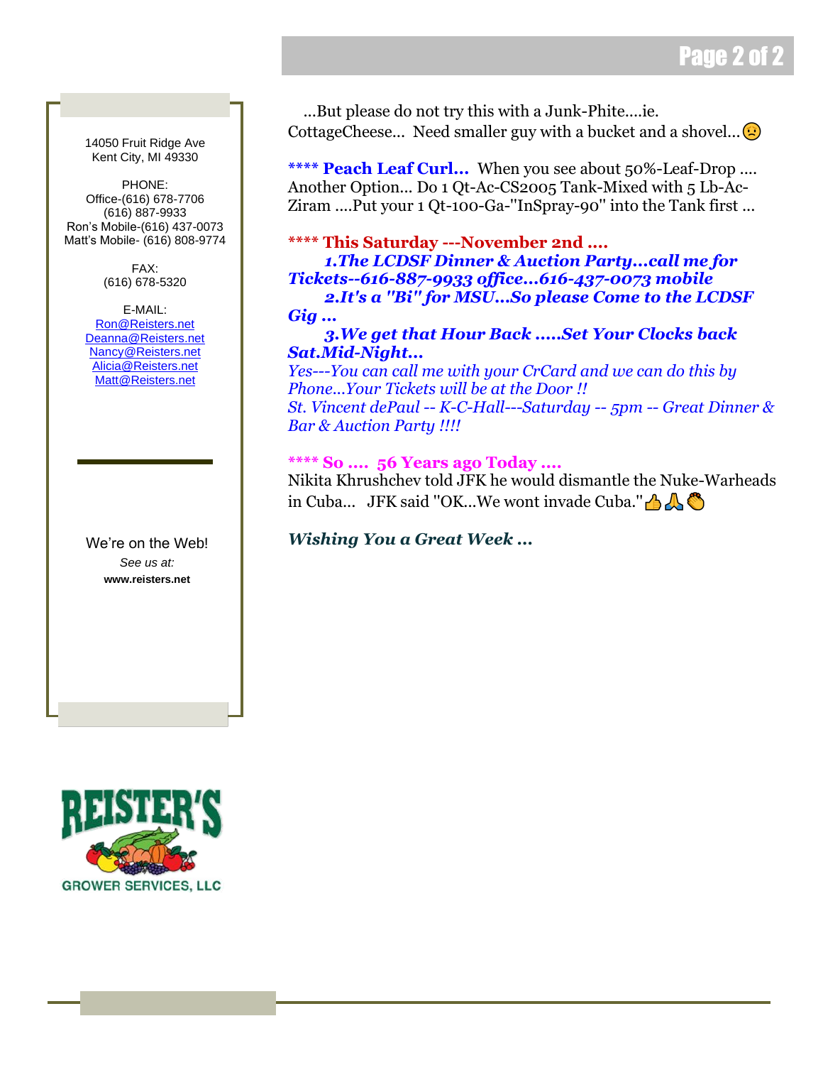14050 Fruit Ridge Ave
Kent City, MI 49330

PHONE:
Office-(616) 678-7706
(616) 887-9933
Ron's Mobile-(616) 437-0073
Matt's Mobile- (616) 808-9774

FAX:
(616) 678-5320

E-MAIL:
Ron@Reisters.net
Deanna@Reisters.net
Nancy@Reisters.net
Alicia@Reisters.net
Matt@Reisters.net

We're on the Web!

*See us at:*

**www.reisters.net**

REISTER'S GROWER SERVICES, LLC

...But please do not try this with a Junk-Phite....ie. CottageCheese... Need smaller guy with a bucket and a shovel...😟

**\*\*\*\* Peach Leaf Curl...** When you see about 50%-Leaf-Drop .... Another Option... Do 1 Qt-Ac-CS2005 Tank-Mixed with 5 Lb-Ac-Ziram ....Put your 1 Qt-100-Ga-"InSpray-90" into the Tank first ...

**\*\*\*\* This Saturday ---November 2nd ....**

***1.The LCDSF Dinner & Auction Party...call me for Tickets--616-887-9933 office...616-437-0073 mobile***

***2.It's a "Bi" for MSU...So please Come to the LCDSF Gig ...***

***3.We get that Hour Back .....Set Your Clocks back Sat.Mid-Night...***

*Yes---You can call me with your CrCard and we can do this by Phone...Your Tickets will be at the Door !!*

*St. Vincent dePaul -- K-C-Hall---Saturday -- 5pm -- Great Dinner & Bar & Auction Party !!!!*

**\*\*\*\* So .... 56 Years ago Today ....**

Nikita Khrushchev told JFK he would dismantle the Nuke-Warheads in Cuba... JFK said "OK...We wont invade Cuba."👍🙏👏

***Wishing You a Great Week ...***